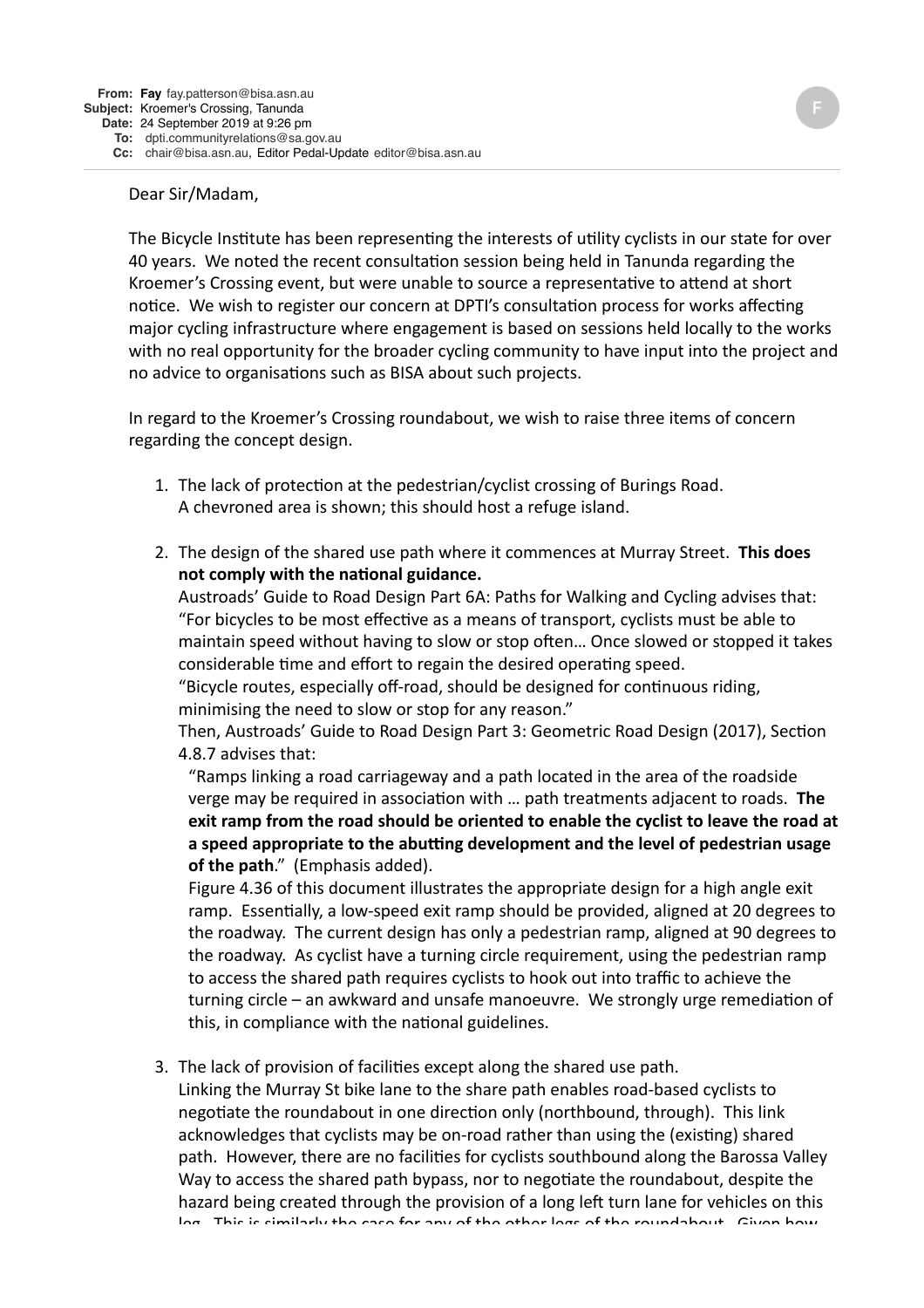**From:** Fay fay.patterson@bisa.asn.au
**Subject:** Kroemer's Crossing, Tanunda
**Date:** 24 September 2019 at 9:26 pm
**To:** dpti.communityrelations@sa.gov.au
**Cc:** chair@bisa.asn.au, Editor Pedal-Update editor@bisa.asn.au

Dear Sir/Madam,

The Bicycle Institute has been representing the interests of utility cyclists in our state for over 40 years. We noted the recent consultation session being held in Tanunda regarding the Kroemer's Crossing event, but were unable to source a representative to attend at short notice. We wish to register our concern at DPTI's consultation process for works affecting major cycling infrastructure where engagement is based on sessions held locally to the works with no real opportunity for the broader cycling community to have input into the project and no advice to organisations such as BISA about such projects.

In regard to the Kroemer's Crossing roundabout, we wish to raise three items of concern regarding the concept design.

1. The lack of protection at the pedestrian/cyclist crossing of Burings Road.
   A chevroned area is shown; this should host a refuge island.

2. The design of the shared use path where it commences at Murray Street. **This does not comply with the national guidance.**
   Austroads' Guide to Road Design Part 6A: Paths for Walking and Cycling advises that:
   "For bicycles to be most effective as a means of transport, cyclists must be able to maintain speed without having to slow or stop often… Once slowed or stopped it takes considerable time and effort to regain the desired operating speed.
   "Bicycle routes, especially off-road, should be designed for continuous riding, minimising the need to slow or stop for any reason."
   Then, Austroads' Guide to Road Design Part 3: Geometric Road Design (2017), Section 4.8.7 advises that:
   "Ramps linking a road carriageway and a path located in the area of the roadside verge may be required in association with … path treatments adjacent to roads. **The exit ramp from the road should be oriented to enable the cyclist to leave the road at a speed appropriate to the abutting development and the level of pedestrian usage of the path**." (Emphasis added).
   Figure 4.36 of this document illustrates the appropriate design for a high angle exit ramp. Essentially, a low-speed exit ramp should be provided, aligned at 20 degrees to the roadway. The current design has only a pedestrian ramp, aligned at 90 degrees to the roadway. As cyclist have a turning circle requirement, using the pedestrian ramp to access the shared path requires cyclists to hook out into traffic to achieve the turning circle – an awkward and unsafe manoeuvre. We strongly urge remediation of this, in compliance with the national guidelines.

3. The lack of provision of facilities except along the shared use path.
   Linking the Murray St bike lane to the share path enables road-based cyclists to negotiate the roundabout in one direction only (northbound, through). This link acknowledges that cyclists may be on-road rather than using the (existing) shared path. However, there are no facilities for cyclists southbound along the Barossa Valley Way to access the shared path bypass, nor to negotiate the roundabout, despite the hazard being created through the provision of a long left turn lane for vehicles on this leg. This is similarly the case for any of the other legs of the roundabout. Given how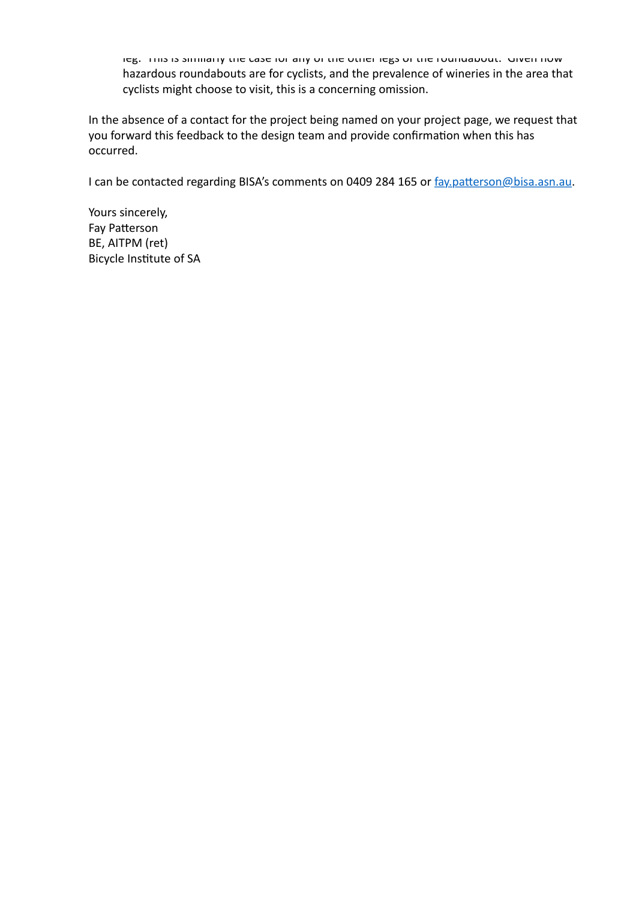leg. This is similarly the case for any of the other legs of the roundabout. Given how hazardous roundabouts are for cyclists, and the prevalence of wineries in the area that cyclists might choose to visit, this is a concerning omission.

In the absence of a contact for the project being named on your project page, we request that you forward this feedback to the design team and provide confirmation when this has occurred.

I can be contacted regarding BISA's comments on 0409 284 165 or [fay.patterson@bisa.asn.au](mailto:fay.patterson@bisa.asn.au).

Yours sincerely,
Fay Patterson
BE, AITPM (ret)
Bicycle Institute of SA